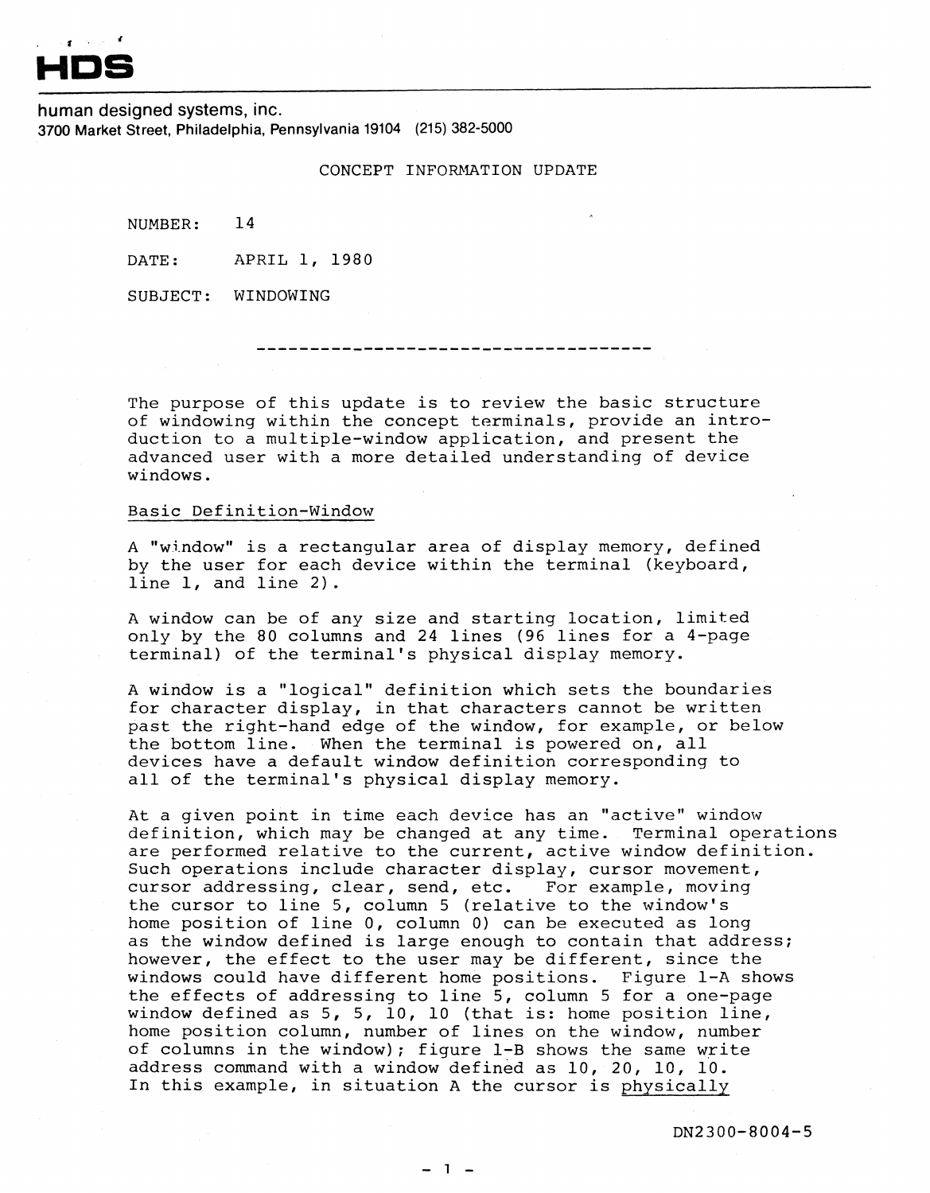# HDS

human designed systems, inc.
3700 Market Street, Philadelphia, Pennsylvania 19104 (215) 382-5000

## CONCEPT INFORMATION UPDATE

NUMBER: 14

DATE: APRIL 1, 1980

SUBJECT: WINDOWING

---

The purpose of this update is to review the basic structure of windowing within the concept terminals, provide an introduction to a multiple-window application, and present the advanced user with a more detailed understanding of device windows.

### Basic Definition-Window

A "window" is a rectangular area of display memory, defined by the user for each device within the terminal (keyboard, line 1, and line 2).

A window can be of any size and starting location, limited only by the 80 columns and 24 lines (96 lines for a 4-page terminal) of the terminal's physical display memory.

A window is a "logical" definition which sets the boundaries for character display, in that characters cannot be written past the right-hand edge of the window, for example, or below the bottom line. When the terminal is powered on, all devices have a default window definition corresponding to all of the terminal's physical display memory.

At a given point in time each device has an "active" window definition, which may be changed at any time. Terminal operations are performed relative to the current, active window definition. Such operations include character display, cursor movement, cursor addressing, clear, send, etc. For example, moving the cursor to line 5, column 5 (relative to the window's home position of line 0, column 0) can be executed as long as the window defined is large enough to contain that address; however, the effect to the user may be different, since the windows could have different home positions. Figure 1-A shows the effects of addressing to line 5, column 5 for a one-page window defined as 5, 5, 10, 10 (that is: home position line, home position column, number of lines on the window, number of columns in the window); figure 1-B shows the same write address command with a window defined as 10, 20, 10, 10. In this example, in situation A the cursor is physically

DN2300-8004-5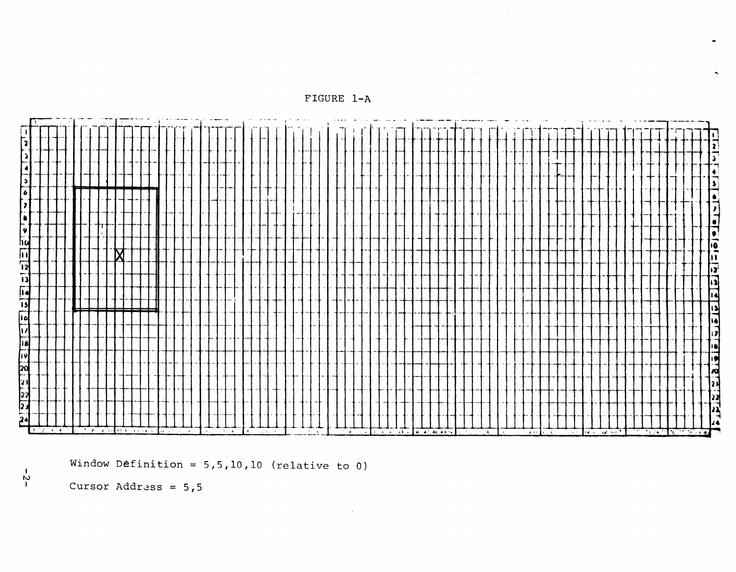FIGURE 1-A

Window Dêfinition = 5,5,10,10 (relative to 0)

Cursor Address = 5,5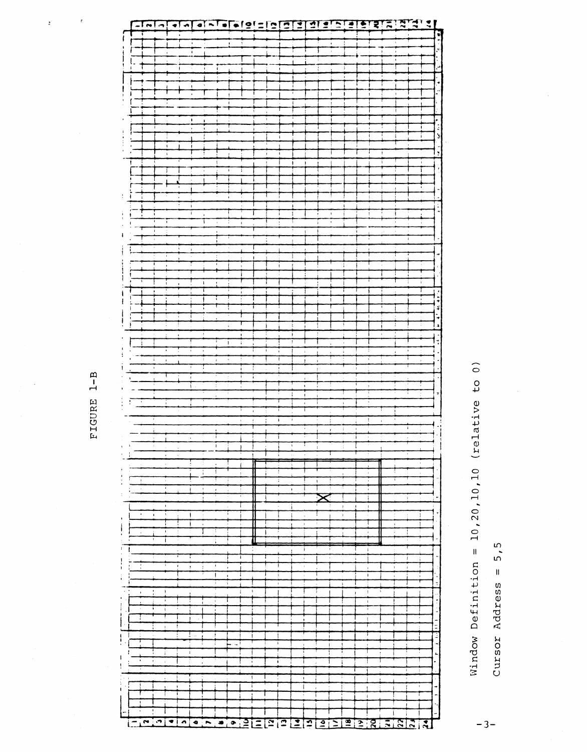FIGURE 1-B

Window Definition = 10,20,10,10 (relative to 0)

Cursor Address = 5,5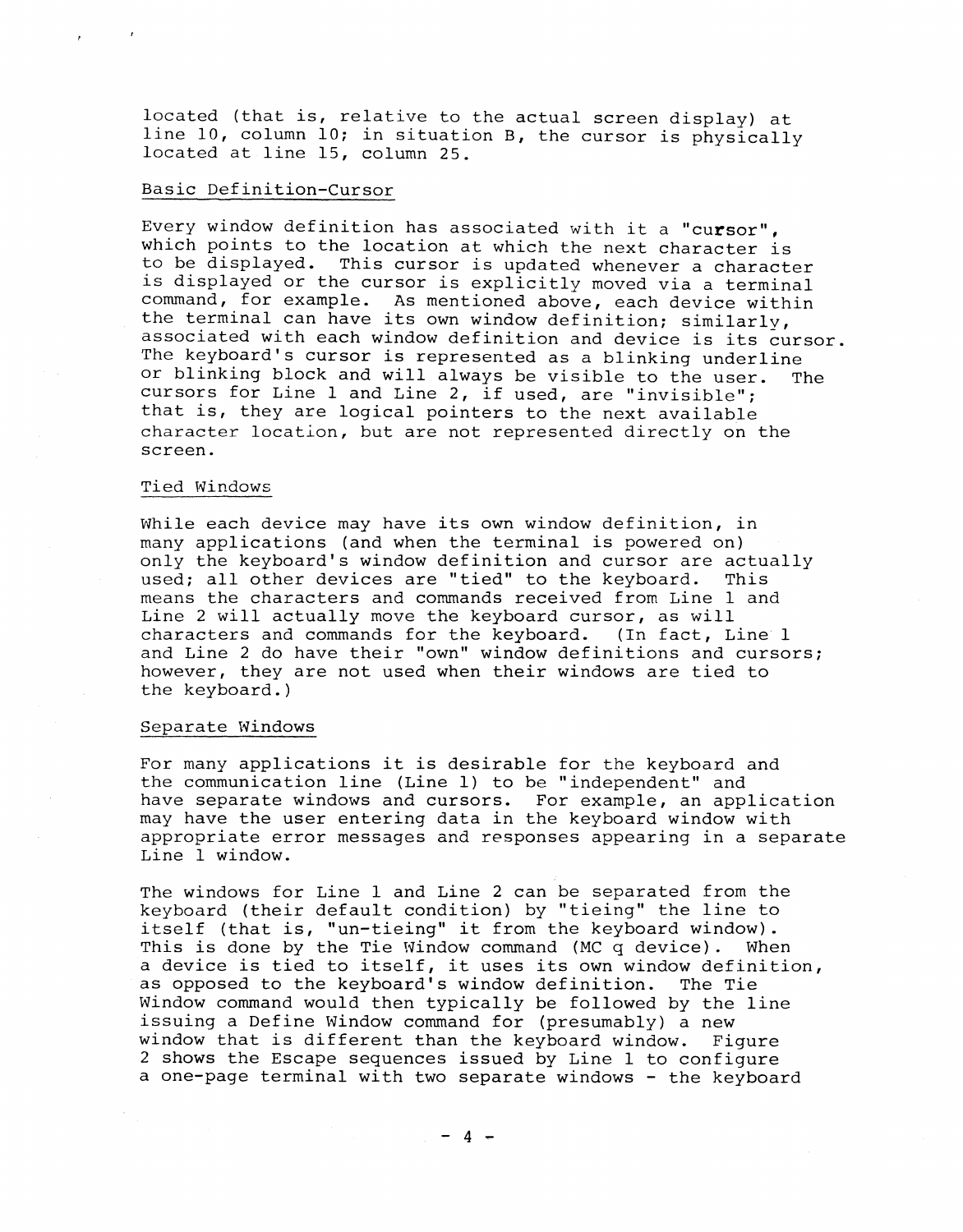located (that is, relative to the actual screen display) at line 10, column 10; in situation B, the cursor is physically located at line 15, column 25.

## Basic Definition-Cursor

Every window definition has associated with it a "cursor", which points to the location at which the next character is to be displayed. This cursor is updated whenever a character is displayed or the cursor is explicitly moved via a terminal command, for example. As mentioned above, each device within the terminal can have its own window definition; similarly, associated with each window definition and device is its cursor. The keyboard's cursor is represented as a blinking underline or blinking block and will always be visible to the user. The cursors for Line 1 and Line 2, if used, are "invisible"; that is, they are logical pointers to the next available character location, but are not represented directly on the screen.

## Tied Windows

While each device may have its own window definition, in many applications (and when the terminal is powered on) only the keyboard's window definition and cursor are actually used; all other devices are "tied" to the keyboard. This means the characters and commands received from Line 1 and Line 2 will actually move the keyboard cursor, as will characters and commands for the keyboard. (In fact, Line 1 and Line 2 do have their "own" window definitions and cursors; however, they are not used when their windows are tied to the keyboard.)

## Separate Windows

For many applications it is desirable for the keyboard and the communication line (Line 1) to be "independent" and have separate windows and cursors. For example, an application may have the user entering data in the keyboard window with appropriate error messages and responses appearing in a separate Line 1 window.

The windows for Line 1 and Line 2 can be separated from the keyboard (their default condition) by "tieing" the line to itself (that is, "un-tieing" it from the keyboard window). This is done by the Tie Window command (MC q device). When a device is tied to itself, it uses its own window definition, as opposed to the keyboard's window definition. The Tie Window command would then typically be followed by the line issuing a Define Window command for (presumably) a new window that is different than the keyboard window. Figure 2 shows the Escape sequences issued by Line 1 to configure a one-page terminal with two separate windows - the keyboard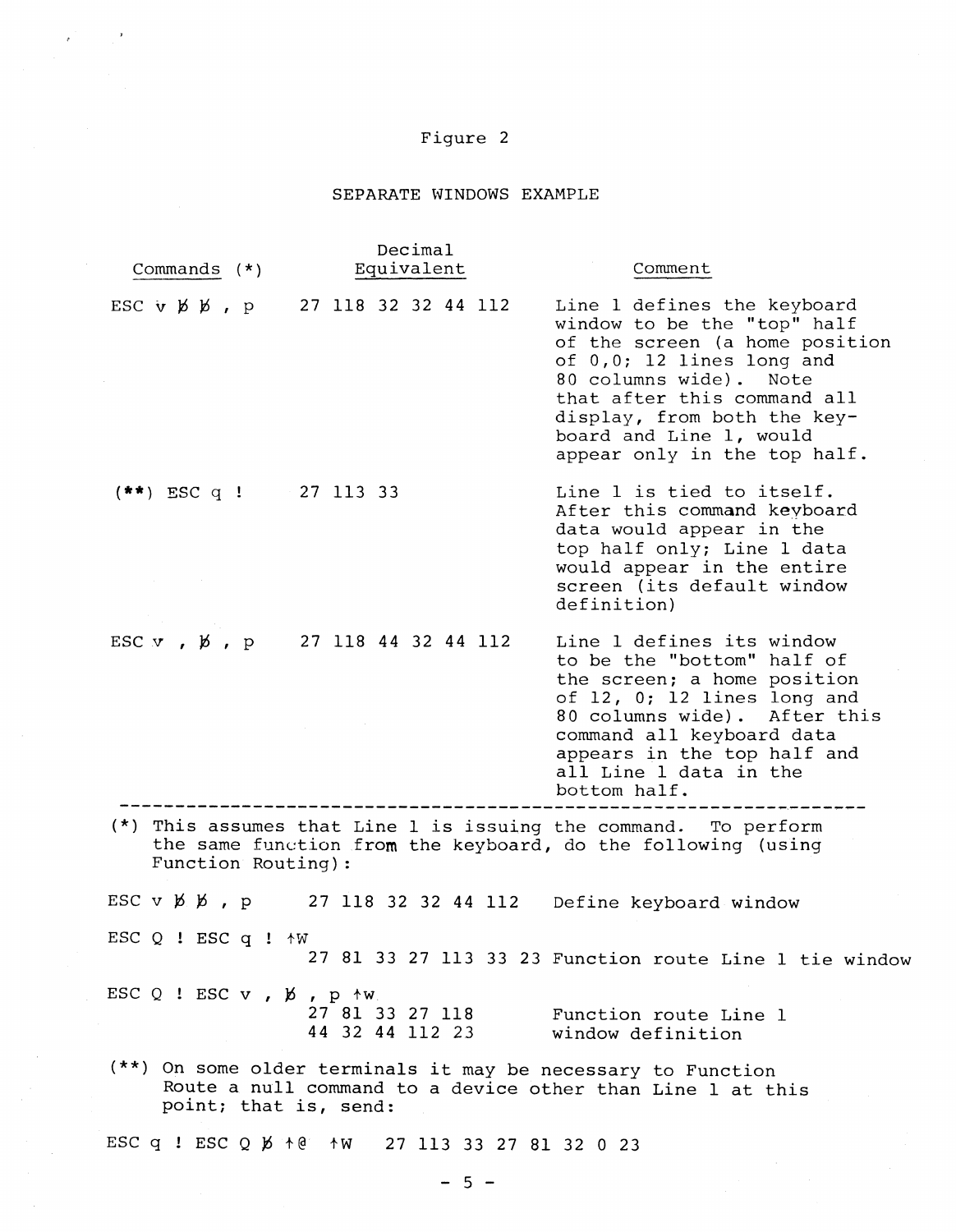Figure 2

SEPARATE WINDOWS EXAMPLE

| Commands (*) | Decimal Equivalent | Comment |
|---|---|---|
| ESC v ƀ ƀ , p | 27 118 32 32 44 112 | Line 1 defines the keyboard window to be the "top" half of the screen (a home position of 0,0; 12 lines long and 80 columns wide). Note that after this command all display, from both the keyboard and Line 1, would appear only in the top half. |
| (**) ESC q ! | 27 113 33 | Line 1 is tied to itself. After this command keyboard data would appear in the top half only; Line 1 data would appear in the entire screen (its default window definition) |
| ESC v , ƀ , p | 27 118 44 32 44 112 | Line 1 defines its window to be the "bottom" half of the screen; a home position of 12, 0; 12 lines long and 80 columns wide). After this command all keyboard data appears in the top half and all Line 1 data in the bottom half. |

---

(*) This assumes that Line 1 is issuing the command. To perform the same function from the keyboard, do the following (using Function Routing):

| | | |
|---|---|---|
| ESC v ƀ ƀ , p | 27 118 32 32 44 112 | Define keyboard window |
| ESC Q ! ESC q ! ↑W | 27 81 33 27 113 33 23 | Function route Line 1 tie window |
| ESC Q ! ESC v , ƀ , p ↑w | 27 81 33 27 118 44 32 44 112 23 | Function route Line 1 window definition |

(**) On some older terminals it may be necessary to Function Route a null command to a device other than Line 1 at this point; that is, send:

ESC q ! ESC Q ƀ ↑@ ↑W 27 113 33 27 81 32 0 23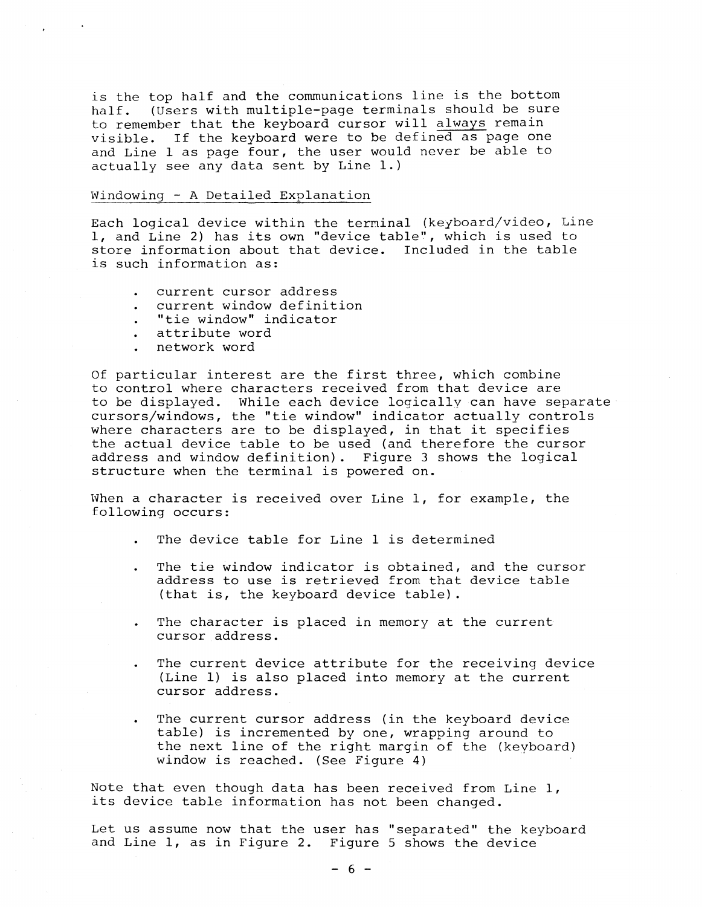is the top half and the communications line is the bottom half. (Users with multiple-page terminals should be sure to remember that the keyboard cursor will <u>always</u> remain visible. If the keyboard were to be defined as page one and Line 1 as page four, the user would never be able to actually see any data sent by Line 1.)

## <u>Windowing - A Detailed Explanation</u>

Each logical device within the terminal (keyboard/video, Line 1, and Line 2) has its own "device table", which is used to store information about that device. Included in the table is such information as:

- current cursor address
- current window definition
- "tie window" indicator
- attribute word
- network word

Of particular interest are the first three, which combine to control where characters received from that device are to be displayed. While each device logically can have separate cursors/windows, the "tie window" indicator actually controls where characters are to be displayed, in that it specifies the actual device table to be used (and therefore the cursor address and window definition). Figure 3 shows the logical structure when the terminal is powered on.

When a character is received over Line 1, for example, the following occurs:

- The device table for Line 1 is determined

- The tie window indicator is obtained, and the cursor address to use is retrieved from that device table (that is, the keyboard device table).

- The character is placed in memory at the current cursor address.

- The current device attribute for the receiving device (Line 1) is also placed into memory at the current cursor address.

- The current cursor address (in the keyboard device table) is incremented by one, wrapping around to the next line of the right margin of the (keyboard) window is reached. (See Figure 4)

Note that even though data has been received from Line 1, its device table information has not been changed.

Let us assume now that the user has "separated" the keyboard and Line 1, as in Figure 2. Figure 5 shows the device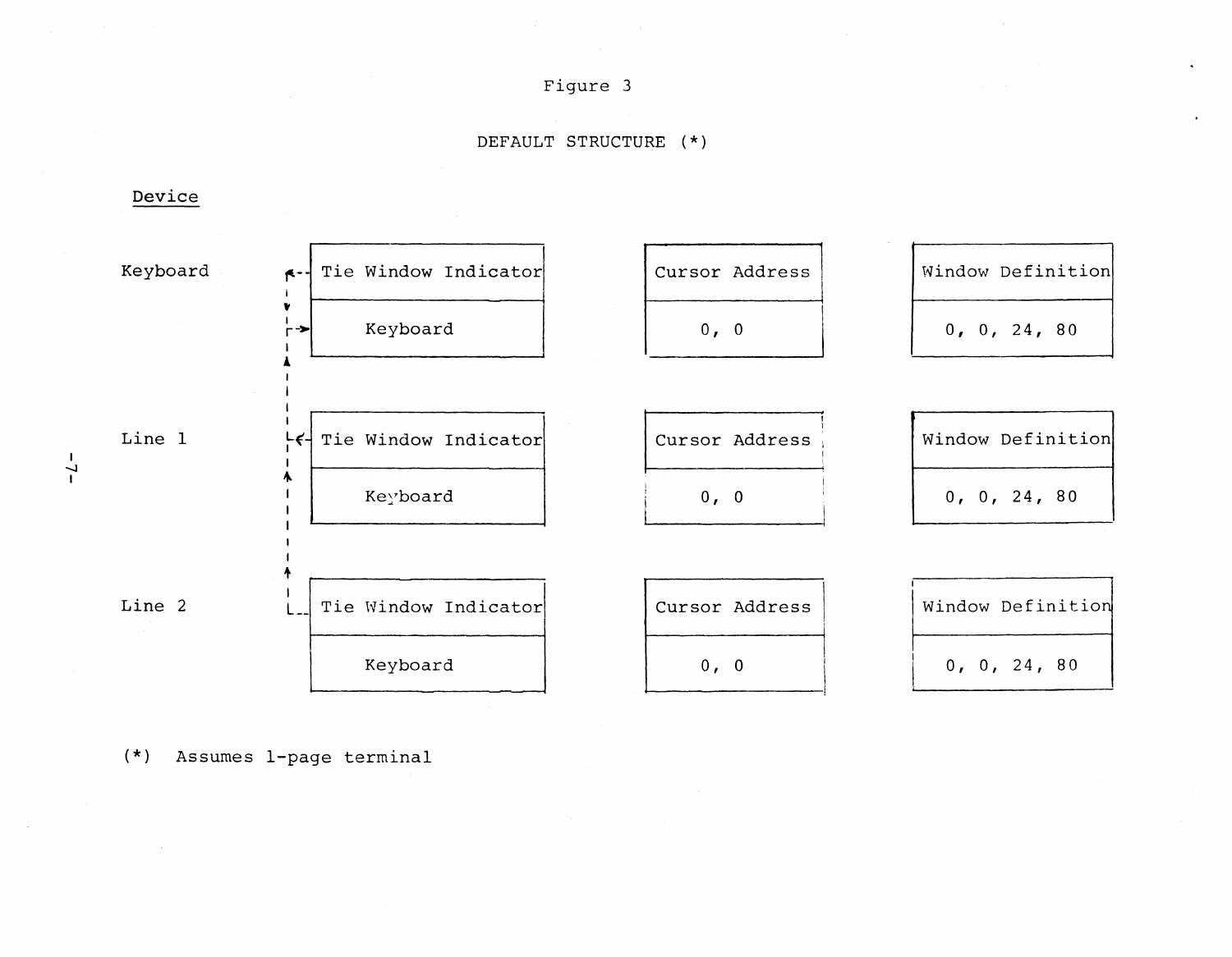Figure 3

DEFAULT STRUCTURE (*)

| Device | Tie Window Indicator | Cursor Address | Window Definition |
|---|---|---|---|
| Keyboard | Keyboard | 0, 0 | 0, 0, 24, 80 |
| Line 1 | Keyboard | 0, 0 | 0, 0, 24, 80 |
| Line 2 | Keyboard | 0, 0 | 0, 0, 24, 80 |

(*) Assumes 1-page terminal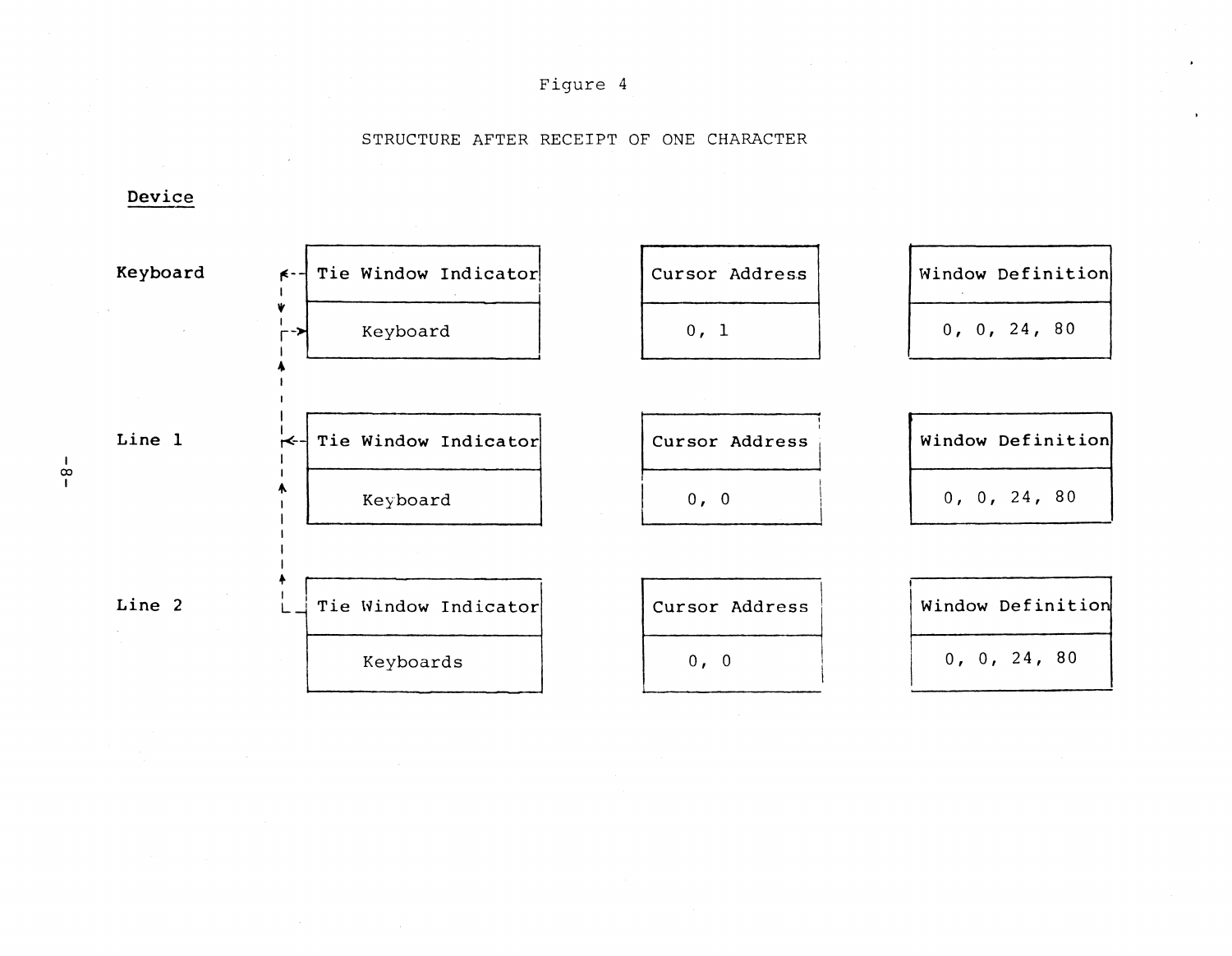Figure 4

STRUCTURE AFTER RECEIPT OF ONE CHARACTER

**Device**

| Device | Tie Window Indicator | Cursor Address | Window Definition |
|---|---|---|---|
| **Keyboard** | Keyboard | 0, 1 | 0, 0, 24, 80 |
| Line 1 | Keyboard | 0, 0 | 0, 0, 24, 80 |
| Line 2 | Keyboards | 0, 0 | 0, 0, 24, 80 |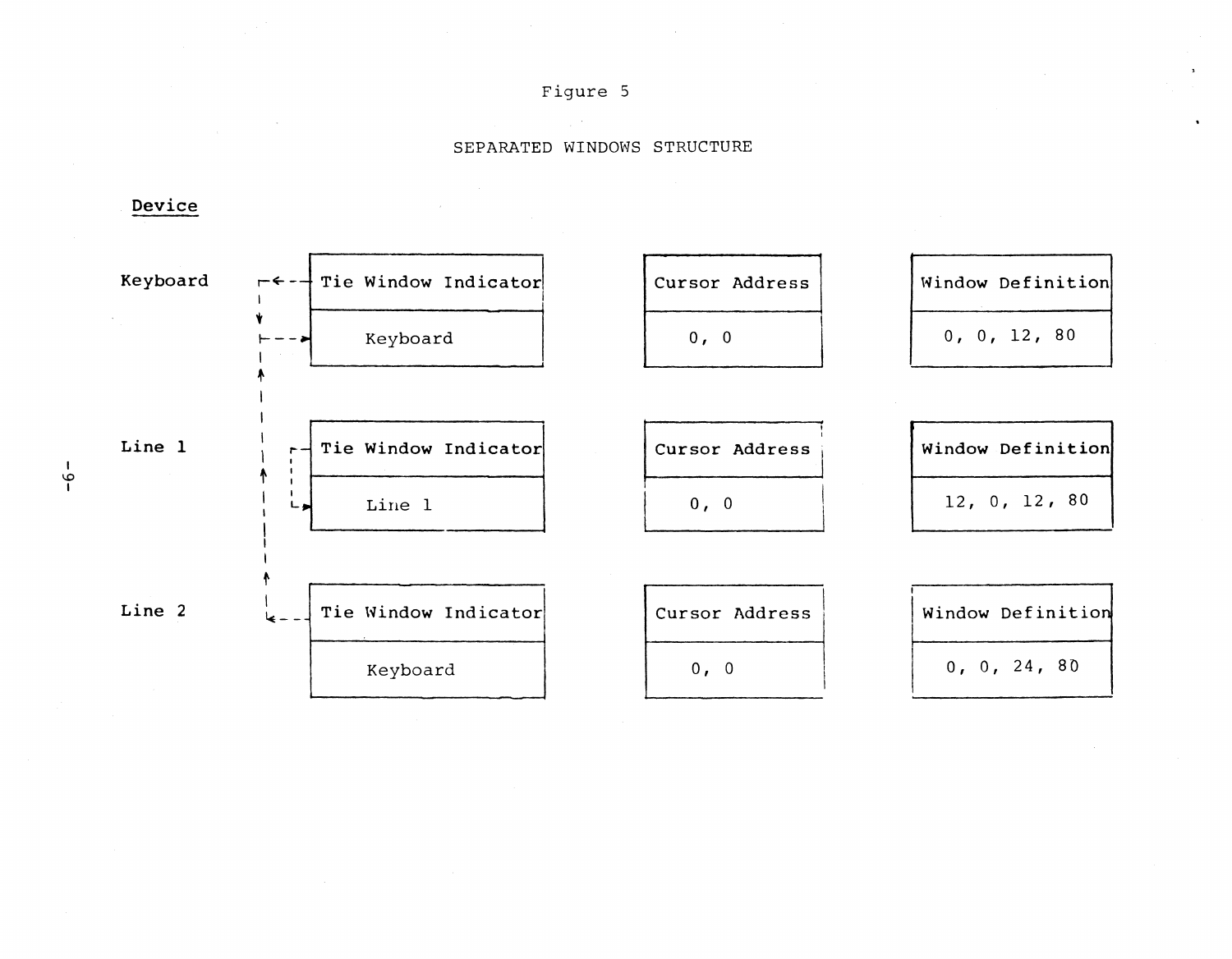Figure 5

SEPARATED WINDOWS STRUCTURE

| Device | Tie Window Indicator | Cursor Address | Window Definition |
|---|---|---|---|
| Keyboard | Keyboard | 0, 0 | 0, 0, 12, 80 |
| Line 1 | Line 1 | 0, 0 | 12, 0, 12, 80 |
| Line 2 | Keyboard | 0, 0 | 0, 0, 24, 80 |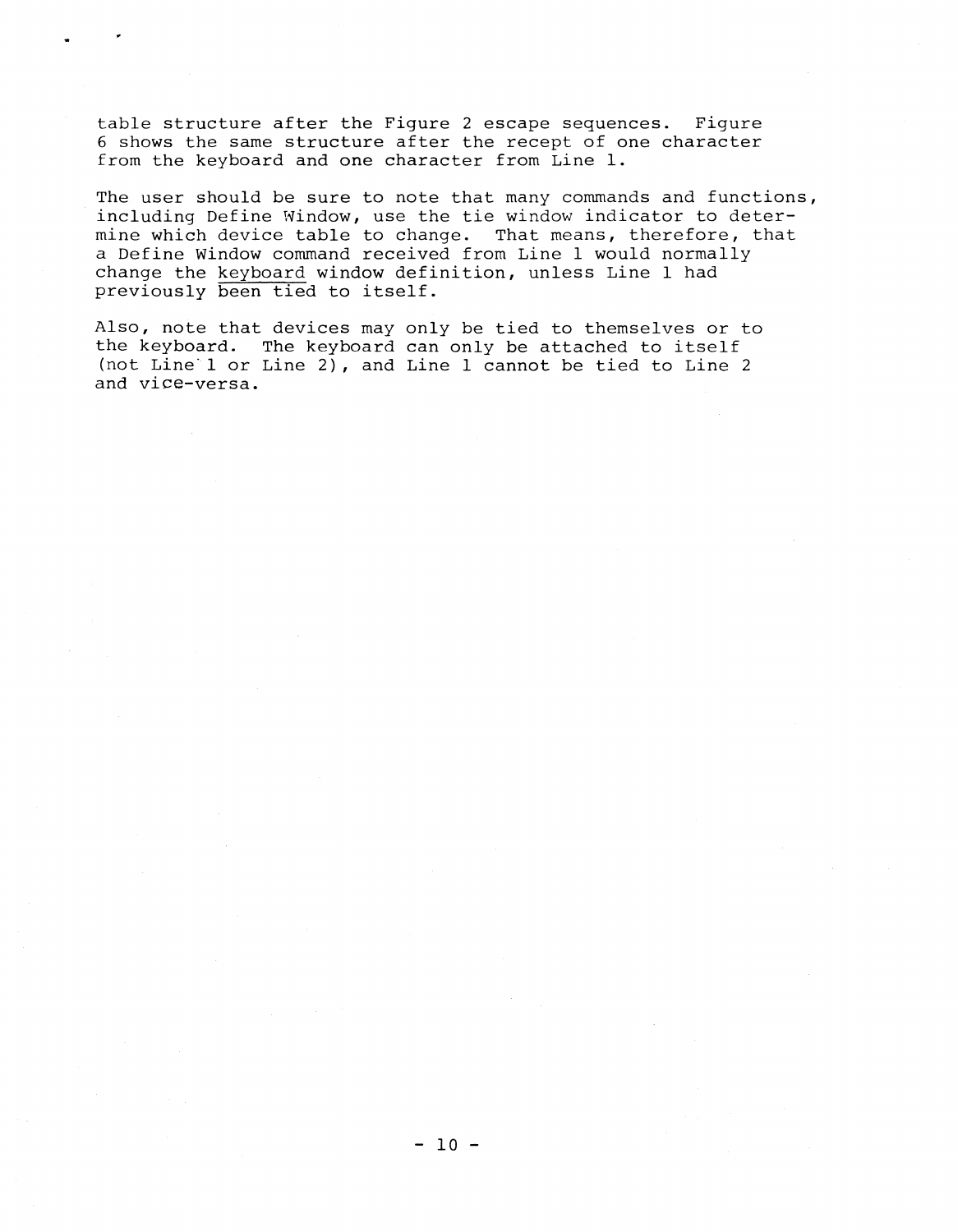table structure after the Figure 2 escape sequences. Figure 6 shows the same structure after the recept of one character from the keyboard and one character from Line 1.

The user should be sure to note that many commands and functions, including Define Window, use the tie window indicator to determine which device table to change. That means, therefore, that a Define Window command received from Line 1 would normally change the <u>keyboard</u> window definition, unless Line 1 had previously been tied to itself.

Also, note that devices may only be tied to themselves or to the keyboard. The keyboard can only be attached to itself (not Line 1 or Line 2), and Line 1 cannot be tied to Line 2 and vice-versa.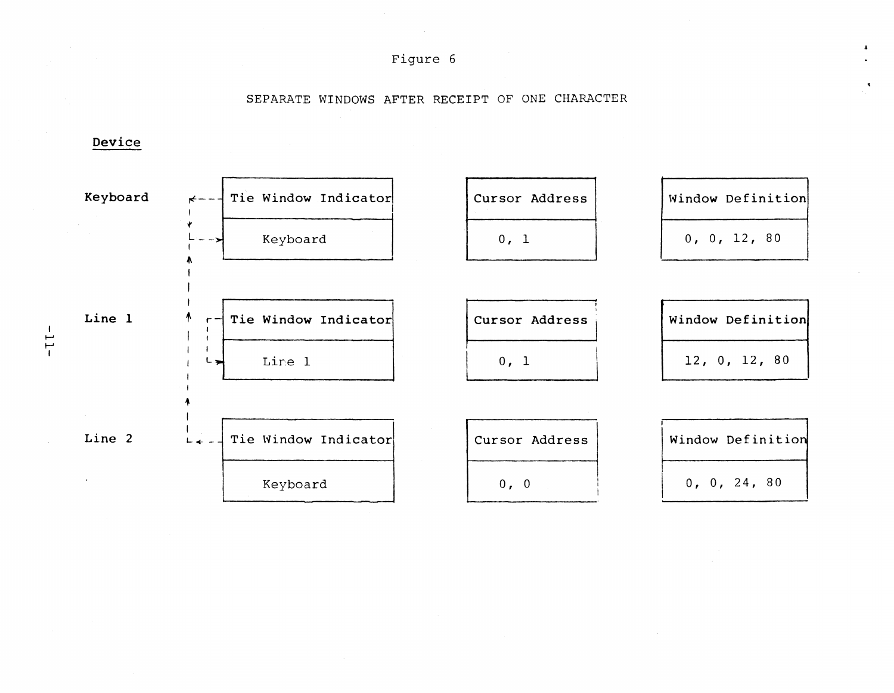Figure 6

SEPARATE WINDOWS AFTER RECEIPT OF ONE CHARACTER

| Device | Tie Window Indicator | Cursor Address | Window Definition |
|---|---|---|---|
| Keyboard | Keyboard | 0, 1 | 0, 0, 12, 80 |
| Line 1 | Line 1 | 0, 1 | 12, 0, 12, 80 |
| Line 2 | Keyboard | 0, 0 | 0, 0, 24, 80 |